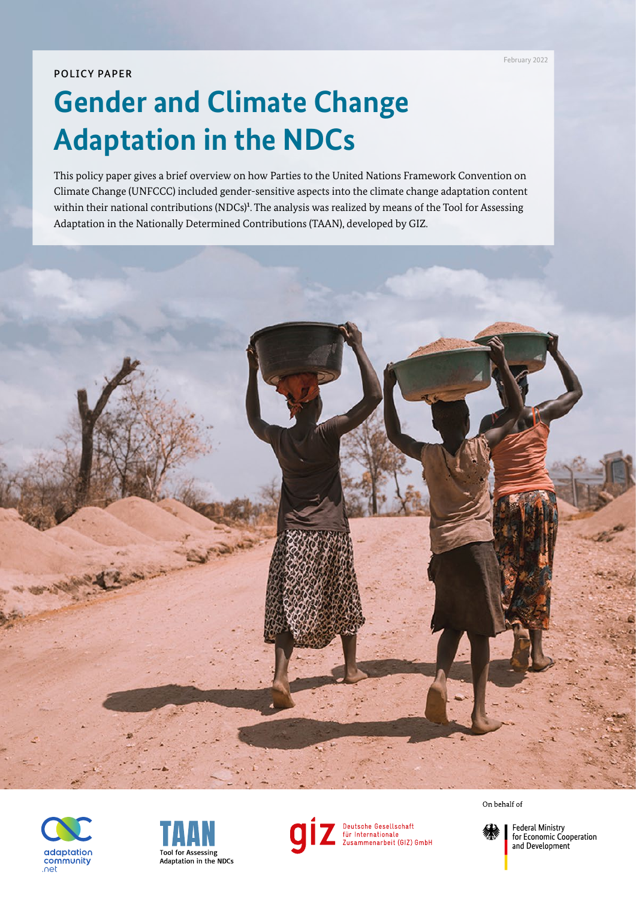February 2022

POLICY PAPER

# Gender and Climate Change Adaptation in the NDCs

This policy paper gives a brief overview on how Parties to the United Nations Framework Convention on Climate Change (UNFCCC) included gender-sensitive aspects into the climate change adaptation content within their national contributions (NDCs)[1]. The analysis was realized by means of the Tool for Assessing Adaptation in the Nationally Determined Contributions (TAAN), developed by GIZ.

adaptation community .net

TAAN Tool for Assessing Adaptation in the NDCs

giz Deutsche Gesellschaft für Internationale Zusammenarbeit (GIZ) GmbH

On behalf of

Federal Ministry for Economic Cooperation and Development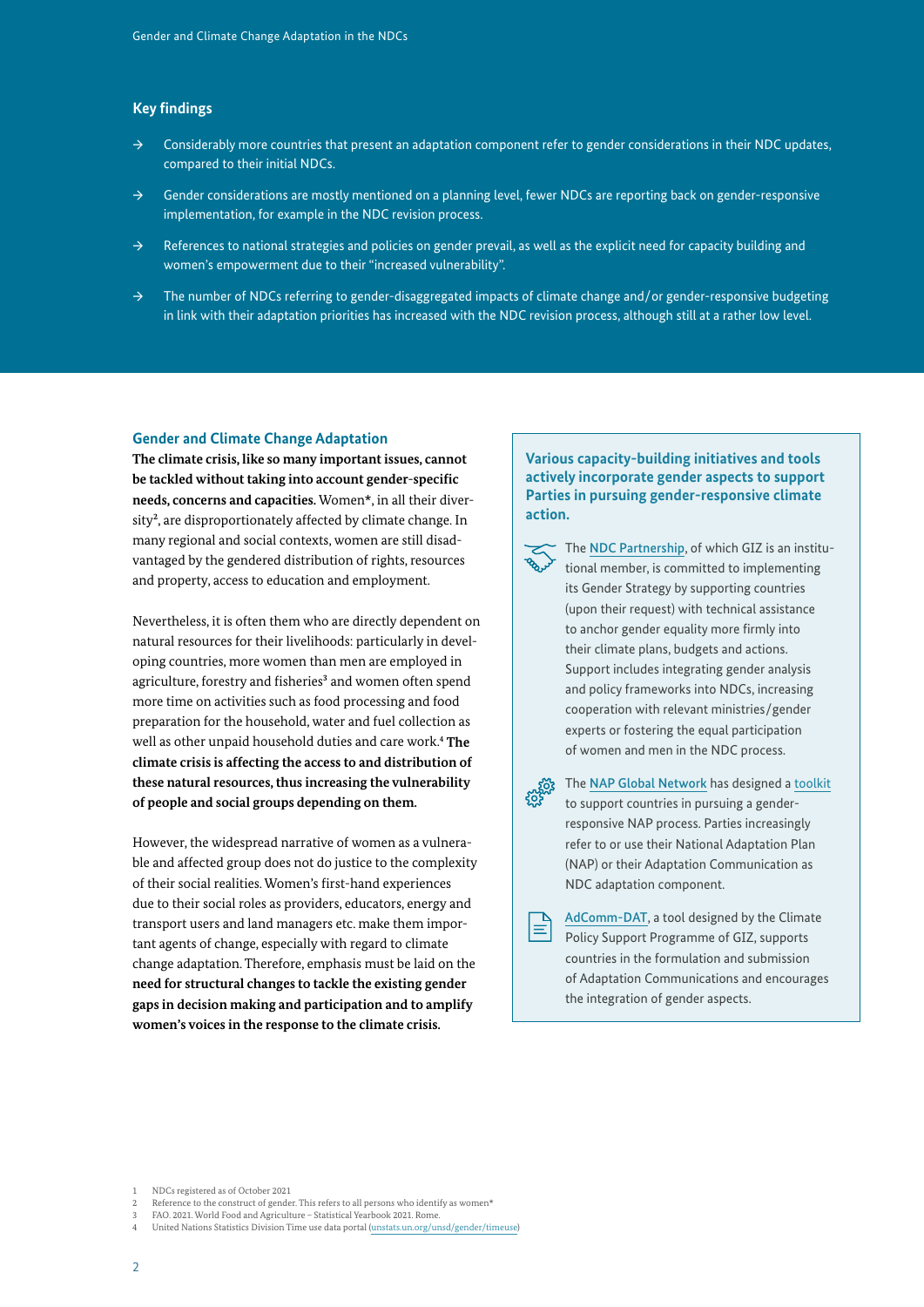## Key findings

- Considerably more countries that present an adaptation component refer to gender considerations in their NDC updates, compared to their initial NDCs.
- Gender considerations are mostly mentioned on a planning level, fewer NDCs are reporting back on gender-responsive implementation, for example in the NDC revision process.
- References to national strategies and policies on gender prevail, as well as the explicit need for capacity building and women's empowerment due to their "increased vulnerability".
- The number of NDCs referring to gender-disaggregated impacts of climate change and/or gender-responsive budgeting in link with their adaptation priorities has increased with the NDC revision process, although still at a rather low level.

### Gender and Climate Change Adaptation

**The climate crisis, like so many important issues, cannot be tackled without taking into account gender-specific needs, concerns and capacities.** Women*, in all their diversity[2], are disproportionately affected by climate change. In many regional and social contexts, women are still disadvantaged by the gendered distribution of rights, resources and property, access to education and employment.

Nevertheless, it is often them who are directly dependent on natural resources for their livelihoods: particularly in developing countries, more women than men are employed in agriculture, forestry and fisheries[3] and women often spend more time on activities such as food processing and food preparation for the household, water and fuel collection as well as other unpaid household duties and care work.[4] **The climate crisis is affecting the access to and distribution of these natural resources, thus increasing the vulnerability of people and social groups depending on them.**

However, the widespread narrative of women as a vulnerable and affected group does not do justice to the complexity of their social realities. Women's first-hand experiences due to their social roles as providers, educators, energy and transport users and land managers etc. make them important agents of change, especially with regard to climate change adaptation. Therefore, emphasis must be laid on the **need for structural changes to tackle the existing gender gaps in decision making and participation and to amplify women's voices in the response to the climate crisis.**

### Various capacity-building initiatives and tools actively incorporate gender aspects to support Parties in pursuing gender-responsive climate action.

The NDC Partnership, of which GIZ is an institutional member, is committed to implementing its Gender Strategy by supporting countries (upon their request) with technical assistance to anchor gender equality more firmly into their climate plans, budgets and actions. Support includes integrating gender analysis and policy frameworks into NDCs, increasing cooperation with relevant ministries/gender experts or fostering the equal participation of women and men in the NDC process.

The NAP Global Network has designed a toolkit to support countries in pursuing a gender-responsive NAP process. Parties increasingly refer to or use their National Adaptation Plan (NAP) or their Adaptation Communication as NDC adaptation component.

AdComm-DAT, a tool designed by the Climate Policy Support Programme of GIZ, supports countries in the formulation and submission of Adaptation Communications and encourages the integration of gender aspects.

---

1 NDCs registered as of October 2021
2 Reference to the construct of gender. This refers to all persons who identify as women*
3 FAO. 2021. World Food and Agriculture – Statistical Yearbook 2021. Rome.
4 United Nations Statistics Division Time use data portal (unstats.un.org/unsd/gender/timeuse)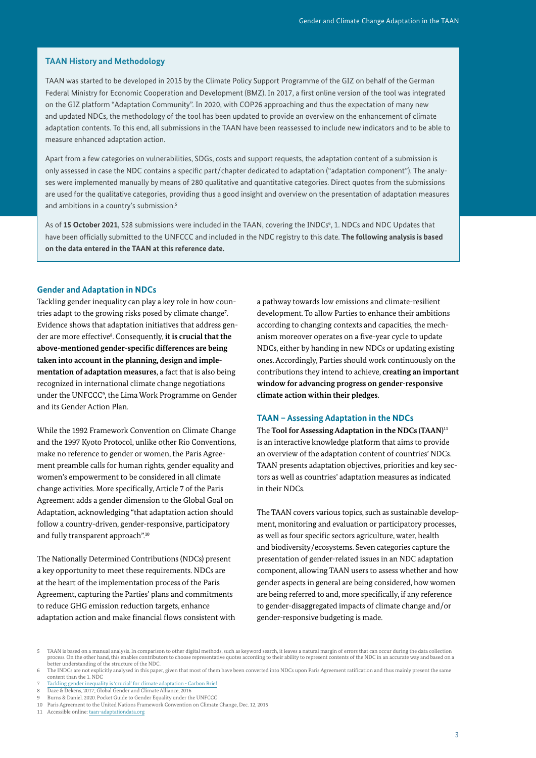## TAAN History and Methodology

TAAN was started to be developed in 2015 by the Climate Policy Support Programme of the GIZ on behalf of the German Federal Ministry for Economic Cooperation and Development (BMZ). In 2017, a first online version of the tool was integrated on the GIZ platform "Adaptation Community". In 2020, with COP26 approaching and thus the expectation of many new and updated NDCs, the methodology of the tool has been updated to provide an overview on the enhancement of climate adaptation contents. To this end, all submissions in the TAAN have been reassessed to include new indicators and to be able to measure enhanced adaptation action.

Apart from a few categories on vulnerabilities, SDGs, costs and support requests, the adaptation content of a submission is only assessed in case the NDC contains a specific part/chapter dedicated to adaptation ("adaptation component"). The analyses were implemented manually by means of 280 qualitative and quantitative categories. Direct quotes from the submissions are used for the qualitative categories, providing thus a good insight and overview on the presentation of adaptation measures and ambitions in a country's submission.[5]

As of **15 October 2021**, 528 submissions were included in the TAAN, covering the INDCs[6], 1. NDCs and NDC Updates that have been officially submitted to the UNFCCC and included in the NDC registry to this date. **The following analysis is based on the data entered in the TAAN at this reference date.**

## Gender and Adaptation in NDCs

Tackling gender inequality can play a key role in how countries adapt to the growing risks posed by climate change[7]. Evidence shows that adaptation initiatives that address gender are more effective[8]. Consequently, **it is crucial that the above-mentioned gender-specific differences are being taken into account in the planning, design and implementation of adaptation measures**, a fact that is also being recognized in international climate change negotiations under the UNFCCC[9], the Lima Work Programme on Gender and its Gender Action Plan.

While the 1992 Framework Convention on Climate Change and the 1997 Kyoto Protocol, unlike other Rio Conventions, make no reference to gender or women, the Paris Agreement preamble calls for human rights, gender equality and women's empowerment to be considered in all climate change activities. More specifically, Article 7 of the Paris Agreement adds a gender dimension to the Global Goal on Adaptation, acknowledging "that adaptation action should follow a country-driven, gender-responsive, participatory and fully transparent approach".[10]

The Nationally Determined Contributions (NDCs) present a key opportunity to meet these requirements. NDCs are at the heart of the implementation process of the Paris Agreement, capturing the Parties' plans and commitments to reduce GHG emission reduction targets, enhance adaptation action and make financial flows consistent with a pathway towards low emissions and climate-resilient development. To allow Parties to enhance their ambitions according to changing contexts and capacities, the mechanism moreover operates on a five-year cycle to update NDCs, either by handing in new NDCs or updating existing ones. Accordingly, Parties should work continuously on the contributions they intend to achieve, **creating an important window for advancing progress on gender-responsive climate action within their pledges**.

## TAAN – Assessing Adaptation in the NDCs

The **Tool for Assessing Adaptation in the NDCs (TAAN)**[11] is an interactive knowledge platform that aims to provide an overview of the adaptation content of countries' NDCs. TAAN presents adaptation objectives, priorities and key sectors as well as countries' adaptation measures as indicated in their NDCs.

The TAAN covers various topics, such as sustainable development, monitoring and evaluation or participatory processes, as well as four specific sectors agriculture, water, health and biodiversity/ecosystems. Seven categories capture the presentation of gender-related issues in an NDC adaptation component, allowing TAAN users to assess whether and how gender aspects in general are being considered, how women are being referred to and, more specifically, if any reference to gender-disaggregated impacts of climate change and/or gender-responsive budgeting is made.

---

5 TAAN is based on a manual analysis. In comparison to other digital methods, such as keyword search, it leaves a natural margin of errors that can occur during the data collection process. On the other hand, this enables contributors to choose representative quotes according to their ability to represent contents of the NDC in an accurate way and based on a better understanding of the structure of the NDC.

6 The INDCs are not explicitly analysed in this paper, given that most of them have been converted into NDCs upon Paris Agreement ratification and thus mainly present the same content than the 1. NDC

7 Tackling gender inequality is 'crucial' for climate adaptation - Carbon Brief

8 Daze & Dekens, 2017; Global Gender and Climate Alliance, 2016

9 Burns & Daniel. 2020. Pocket Guide to Gender Equality under the UNFCCC

10 Paris Agreement to the United Nations Framework Convention on Climate Change, Dec. 12, 2015

11 Accessible online: taan-adaptationdata.org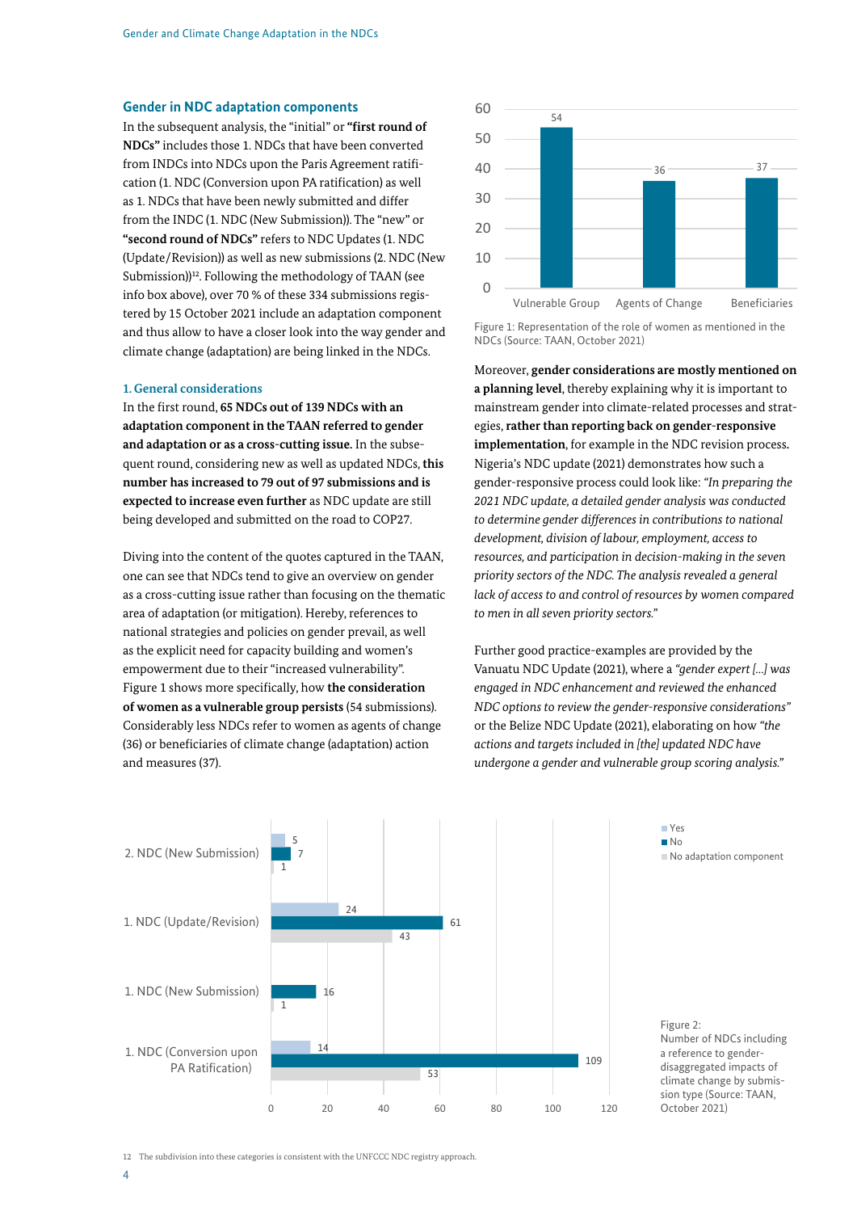## Gender in NDC adaptation components

In the subsequent analysis, the "initial" or **"first round of NDCs"** includes those 1. NDCs that have been converted from INDCs into NDCs upon the Paris Agreement ratification (1. NDC (Conversion upon PA ratification) as well as 1. NDCs that have been newly submitted and differ from the INDC (1. NDC (New Submission)). The "new" or **"second round of NDCs"** refers to NDC Updates (1. NDC (Update/Revision)) as well as new submissions (2. NDC (New Submission))[12]. Following the methodology of TAAN (see info box above), over 70 % of these 334 submissions registered by 15 October 2021 include an adaptation component and thus allow to have a closer look into the way gender and climate change (adaptation) are being linked in the NDCs.

### 1. General considerations

In the first round, **65 NDCs out of 139 NDCs with an adaptation component in the TAAN referred to gender and adaptation or as a cross-cutting issue.** In the subsequent round, considering new as well as updated NDCs, **this number has increased to 79 out of 97 submissions and is expected to increase even further** as NDC update are still being developed and submitted on the road to COP27.

Diving into the content of the quotes captured in the TAAN, one can see that NDCs tend to give an overview on gender as a cross-cutting issue rather than focusing on the thematic area of adaptation (or mitigation). Hereby, references to national strategies and policies on gender prevail, as well as the explicit need for capacity building and women's empowerment due to their "increased vulnerability". Figure 1 shows more specifically, how **the consideration of women as a vulnerable group persists** (54 submissions). Considerably less NDCs refer to women as agents of change (36) or beneficiaries of climate change (adaptation) action and measures (37).

| Role | Number |
|---|---|
| Vulnerable Group | 54 |
| Agents of Change | 36 |
| Beneficiaries | 37 |

Figure 1: Representation of the role of women as mentioned in the NDCs (Source: TAAN, October 2021)

Moreover, **gender considerations are mostly mentioned on a planning level**, thereby explaining why it is important to mainstream gender into climate-related processes and strategies, **rather than reporting back on gender-responsive implementation**, for example in the NDC revision process. Nigeria's NDC update (2021) demonstrates how such a gender-responsive process could look like: *"In preparing the 2021 NDC update, a detailed gender analysis was conducted to determine gender differences in contributions to national development, division of labour, employment, access to resources, and participation in decision-making in the seven priority sectors of the NDC. The analysis revealed a general lack of access to and control of resources by women compared to men in all seven priority sectors."*

Further good practice-examples are provided by the Vanuatu NDC Update (2021), where a *"gender expert [...] was engaged in NDC enhancement and reviewed the enhanced NDC options to review the gender-responsive considerations"* or the Belize NDC Update (2021), elaborating on how *"the actions and targets included in [the] updated NDC have undergone a gender and vulnerable group scoring analysis."*

| Submission type | Yes | No | No adaptation component |
|---|---|---|---|
| 2. NDC (New Submission) | 5 | 7 | 1 |
| 1. NDC (Update/Revision) | 24 | 61 | 43 |
| 1. NDC (New Submission) | | 16 | 1 |
| 1. NDC (Conversion upon PA Ratification) | 14 | 109 | 53 |

Figure 2: Number of NDCs including a reference to gender-disaggregated impacts of climate change by submission type (Source: TAAN, October 2021)

12 The subdivision into these categories is consistent with the UNFCCC NDC registry approach.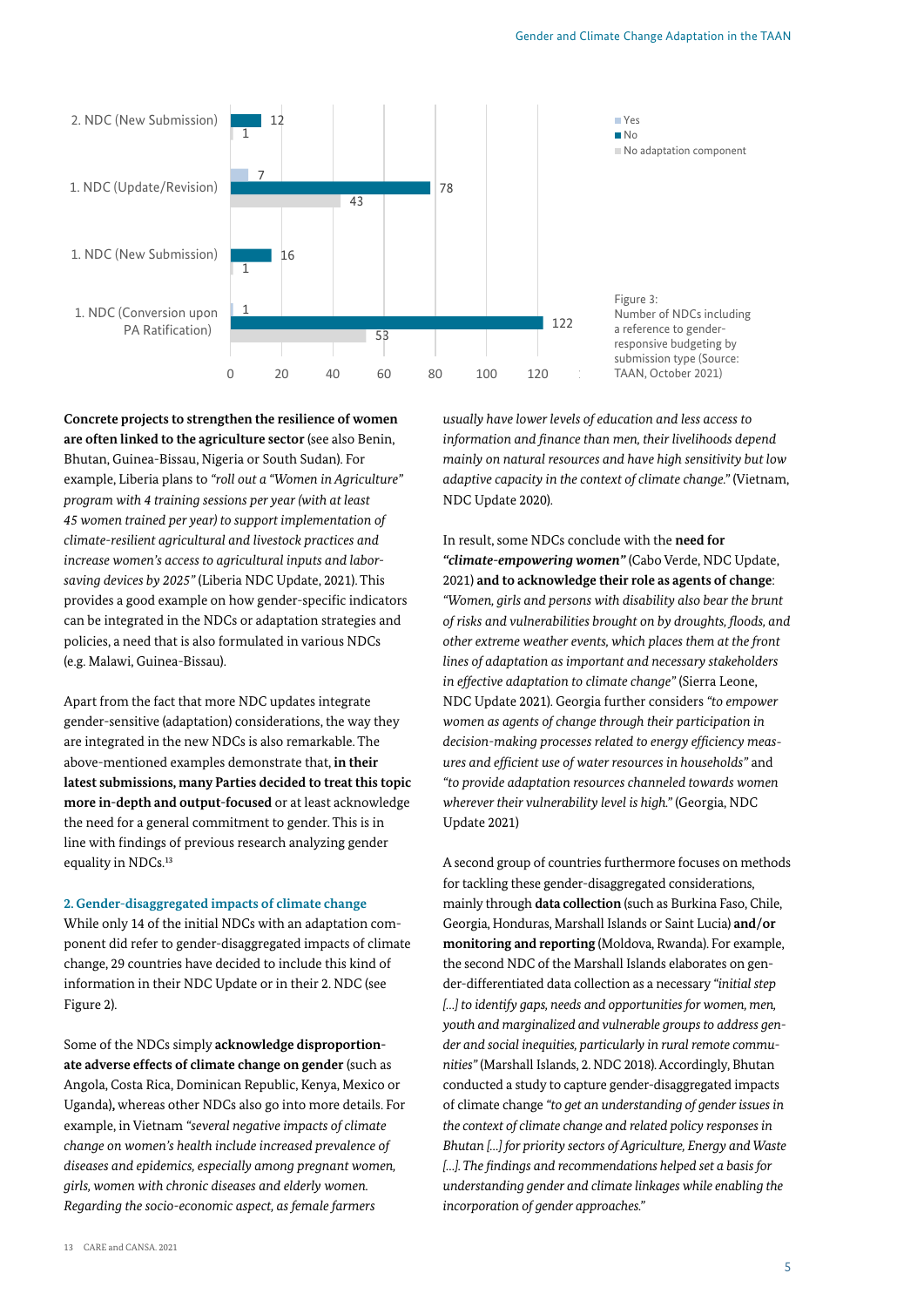| | Yes | No | No adaptation component |
|---|---|---|---|
| 2. NDC (New Submission) | | 12 | 1 |
| 1. NDC (Update/Revision) | 7 | 78 | 43 |
| 1. NDC (New Submission) | | 16 | 1 |
| 1. NDC (Conversion upon PA Ratification) | 1 | 122 | 53 |

Figure 3: Number of NDCs including a reference to gender-responsive budgeting by submission type (Source: TAAN, October 2021)

**Concrete projects to strengthen the resilience of women are often linked to the agriculture sector** (see also Benin, Bhutan, Guinea-Bissau, Nigeria or South Sudan). For example, Liberia plans to *"roll out a "Women in Agriculture" program with 4 training sessions per year (with at least 45 women trained per year) to support implementation of climate-resilient agricultural and livestock practices and increase women's access to agricultural inputs and labor-saving devices by 2025"* (Liberia NDC Update, 2021). This provides a good example on how gender-specific indicators can be integrated in the NDCs or adaptation strategies and policies, a need that is also formulated in various NDCs (e.g. Malawi, Guinea-Bissau).

Apart from the fact that more NDC updates integrate gender-sensitive (adaptation) considerations, the way they are integrated in the new NDCs is also remarkable. The above-mentioned examples demonstrate that, **in their latest submissions, many Parties decided to treat this topic more in-depth and output-focused** or at least acknowledge the need for a general commitment to gender. This is in line with findings of previous research analyzing gender equality in NDCs.[13]

### 2. Gender-disaggregated impacts of climate change

While only 14 of the initial NDCs with an adaptation component did refer to gender-disaggregated impacts of climate change, 29 countries have decided to include this kind of information in their NDC Update or in their 2. NDC (see Figure 2).

Some of the NDCs simply **acknowledge disproportionate adverse effects of climate change on gender** (such as Angola, Costa Rica, Dominican Republic, Kenya, Mexico or Uganda), whereas other NDCs also go into more details. For example, in Vietnam *"several negative impacts of climate change on women's health include increased prevalence of diseases and epidemics, especially among pregnant women, girls, women with chronic diseases and elderly women. Regarding the socio-economic aspect, as female farmers usually have lower levels of education and less access to information and finance than men, their livelihoods depend mainly on natural resources and have high sensitivity but low adaptive capacity in the context of climate change."* (Vietnam, NDC Update 2020).

In result, some NDCs conclude with the **need for *"climate-empowering women"*** (Cabo Verde, NDC Update, 2021) **and to acknowledge their role as agents of change**: *"Women, girls and persons with disability also bear the brunt of risks and vulnerabilities brought on by droughts, floods, and other extreme weather events, which places them at the front lines of adaptation as important and necessary stakeholders in effective adaptation to climate change"* (Sierra Leone, NDC Update 2021). Georgia further considers *"to empower women as agents of change through their participation in decision-making processes related to energy efficiency measures and efficient use of water resources in households"* and *"to provide adaptation resources channeled towards women wherever their vulnerability level is high."* (Georgia, NDC Update 2021)

A second group of countries furthermore focuses on methods for tackling these gender-disaggregated considerations, mainly through **data collection** (such as Burkina Faso, Chile, Georgia, Honduras, Marshall Islands or Saint Lucia) **and/or monitoring and reporting** (Moldova, Rwanda). For example, the second NDC of the Marshall Islands elaborates on gender-differentiated data collection as a necessary *"initial step [...] to identify gaps, needs and opportunities for women, men, youth and marginalized and vulnerable groups to address gender and social inequities, particularly in rural remote communities"* (Marshall Islands, 2. NDC 2018). Accordingly, Bhutan conducted a study to capture gender-disaggregated impacts of climate change *"to get an understanding of gender issues in the context of climate change and related policy responses in Bhutan [...] for priority sectors of Agriculture, Energy and Waste [...]. The findings and recommendations helped set a basis for understanding gender and climate linkages while enabling the incorporation of gender approaches."*

[13] CARE and CANSA. 2021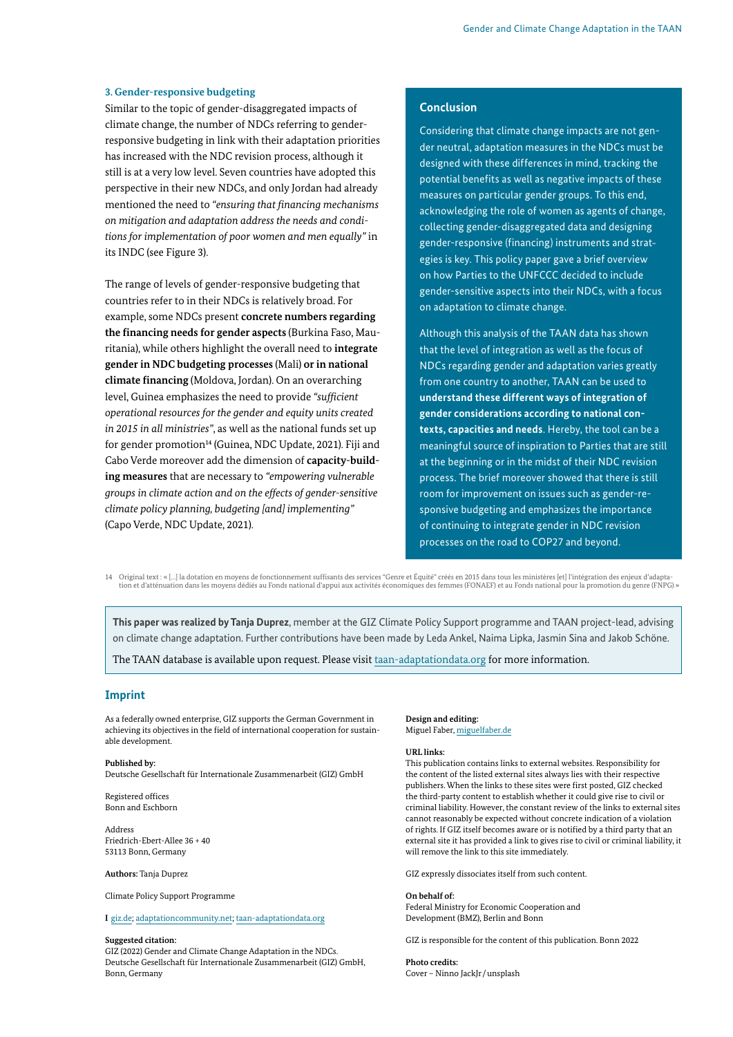### 3. Gender-responsive budgeting

Similar to the topic of gender-disaggregated impacts of climate change, the number of NDCs referring to gender-responsive budgeting in link with their adaptation priorities has increased with the NDC revision process, although it still is at a very low level. Seven countries have adopted this perspective in their new NDCs, and only Jordan had already mentioned the need to *"ensuring that financing mechanisms on mitigation and adaptation address the needs and conditions for implementation of poor women and men equally"* in its INDC (see Figure 3).

The range of levels of gender-responsive budgeting that countries refer to in their NDCs is relatively broad. For example, some NDCs present **concrete numbers regarding the financing needs for gender aspects** (Burkina Faso, Mauritania), while others highlight the overall need to **integrate gender in NDC budgeting processes** (Mali) **or in national climate financing** (Moldova, Jordan). On an overarching level, Guinea emphasizes the need to provide *"sufficient operational resources for the gender and equity units created in 2015 in all ministries"*, as well as the national funds set up for gender promotion[14] (Guinea, NDC Update, 2021). Fiji and Cabo Verde moreover add the dimension of **capacity-building measures** that are necessary to *"empowering vulnerable groups in climate action and on the effects of gender-sensitive climate policy planning, budgeting [and] implementing"* (Capo Verde, NDC Update, 2021).

## Conclusion

Considering that climate change impacts are not gender neutral, adaptation measures in the NDCs must be designed with these differences in mind, tracking the potential benefits as well as negative impacts of these measures on particular gender groups. To this end, acknowledging the role of women as agents of change, collecting gender-disaggregated data and designing gender-responsive (financing) instruments and strategies is key. This policy paper gave a brief overview on how Parties to the UNFCCC decided to include gender-sensitive aspects into their NDCs, with a focus on adaptation to climate change.

Although this analysis of the TAAN data has shown that the level of integration as well as the focus of NDCs regarding gender and adaptation varies greatly from one country to another, TAAN can be used to **understand these different ways of integration of gender considerations according to national contexts, capacities and needs**. Hereby, the tool can be a meaningful source of inspiration to Parties that are still at the beginning or in the midst of their NDC revision process. The brief moreover showed that there is still room for improvement on issues such as gender-responsive budgeting and emphasizes the importance of continuing to integrate gender in NDC revision processes on the road to COP27 and beyond.

14 Original text : « […] la dotation en moyens de fonctionnement suffisants des services "Genre et Équité" créés en 2015 dans tous les ministères [et] l'intégration des enjeux d'adaptation et d'atténuation dans les moyens dédiés au Fonds national d'appui aux activités économiques des femmes (FONAEF) et au Fonds national pour la promotion du genre (FNPG) »

**This paper was realized by Tanja Duprez**, member at the GIZ Climate Policy Support programme and TAAN project-lead, advising on climate change adaptation. Further contributions have been made by Leda Ankel, Naima Lipka, Jasmin Sina and Jakob Schöne.

The TAAN database is available upon request. Please visit taan-adaptationdata.org for more information.

## Imprint

As a federally owned enterprise, GIZ supports the German Government in achieving its objectives in the field of international cooperation for sustainable development.

**Published by:**
Deutsche Gesellschaft für Internationale Zusammenarbeit (GIZ) GmbH

Registered offices
Bonn and Eschborn

Address
Friedrich-Ebert-Allee 36 + 40
53113 Bonn, Germany

**Authors:** Tanja Duprez

Climate Policy Support Programme

I giz.de; adaptationcommunity.net; taan-adaptationdata.org

**Suggested citation:**
GIZ (2022) Gender and Climate Change Adaptation in the NDCs. Deutsche Gesellschaft für Internationale Zusammenarbeit (GIZ) GmbH, Bonn, Germany

**Design and editing:**
Miguel Faber, miguelfaber.de

**URL links:**
This publication contains links to external websites. Responsibility for the content of the listed external sites always lies with their respective publishers. When the links to these sites were first posted, GIZ checked the third-party content to establish whether it could give rise to civil or criminal liability. However, the constant review of the links to external sites cannot reasonably be expected without concrete indication of a violation of rights. If GIZ itself becomes aware or is notified by a third party that an external site it has provided a link to gives rise to civil or criminal liability, it will remove the link to this site immediately.

GIZ expressly dissociates itself from such content.

**On behalf of:**
Federal Ministry for Economic Cooperation and Development (BMZ), Berlin and Bonn

GIZ is responsible for the content of this publication. Bonn 2022

**Photo credits:**
Cover – Ninno JackJr / unsplash